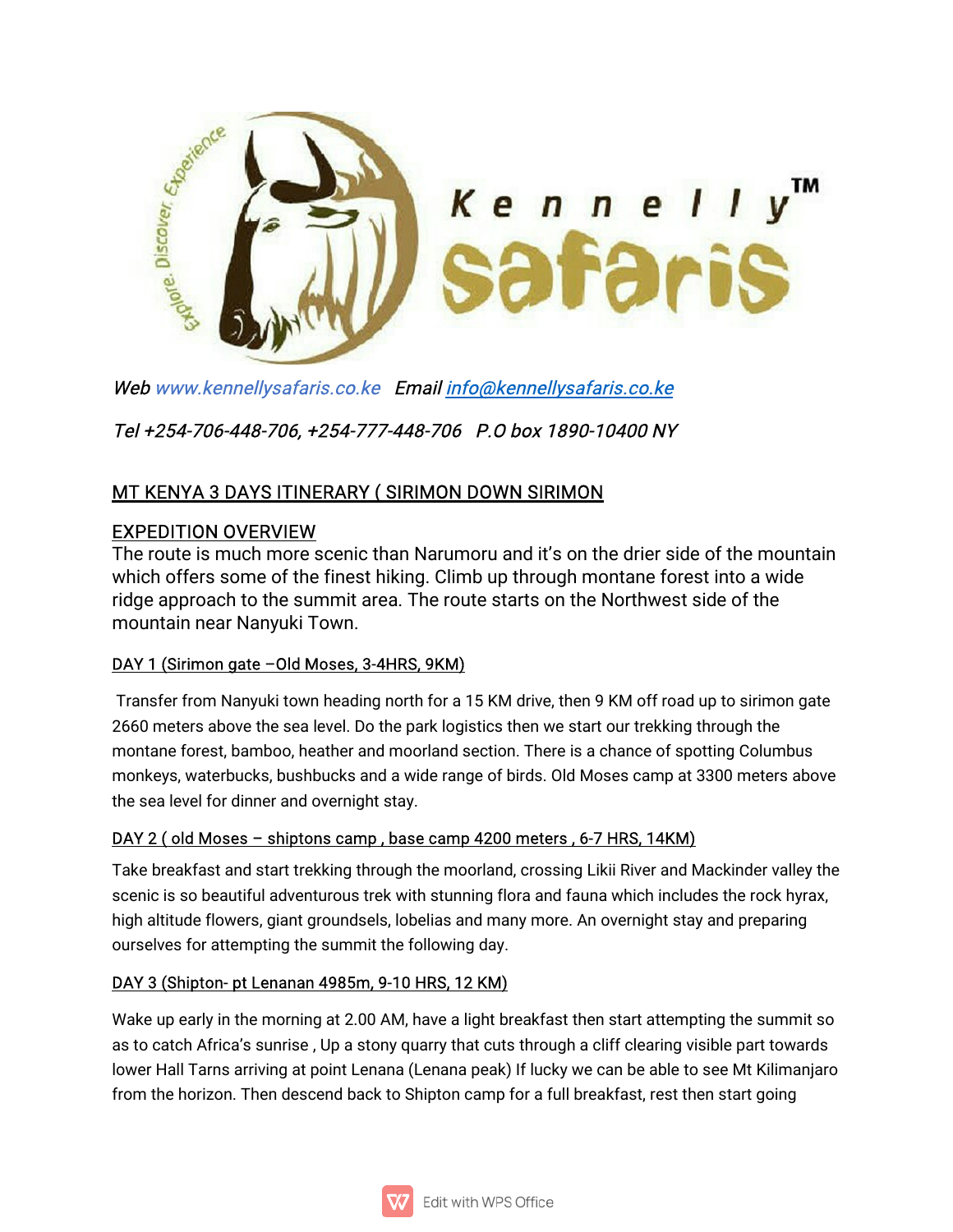Kennelly™ safaris

Explore. Discover. Experience

*Web www.kennellysafaris.co.ke   Email info@kennellysafaris.co.ke*

*Tel +254-706-448-706, +254-777-448-706   P.O box 1890-10400 NY*

## MT KENYA 3 DAYS ITINERARY ( SIRIMON DOWN SIRIMON

## EXPEDITION OVERVIEW

The route is much more scenic than Narumoru and it's on the drier side of the mountain which offers some of the finest hiking. Climb up through montane forest into a wide ridge approach to the summit area. The route starts on the Northwest side of the mountain near Nanyuki Town.

### DAY 1 (Sirimon gate –Old Moses, 3-4HRS, 9KM)

Transfer from Nanyuki town heading north for a 15 KM drive, then 9 KM off road up to sirimon gate 2660 meters above the sea level. Do the park logistics then we start our trekking through the montane forest, bamboo, heather and moorland section. There is a chance of spotting Columbus monkeys, waterbucks, bushbucks and a wide range of birds. Old Moses camp at 3300 meters above the sea level for dinner and overnight stay.

### DAY 2 ( old Moses – shiptons camp , base camp 4200 meters , 6-7 HRS, 14KM)

Take breakfast and start trekking through the moorland, crossing Likii River and Mackinder valley the scenic is so beautiful adventurous trek with stunning flora and fauna which includes the rock hyrax, high altitude flowers, giant groundsels, lobelias and many more. An overnight stay and preparing ourselves for attempting the summit the following day.

### DAY 3 (Shipton- pt Lenanan 4985m, 9-10 HRS, 12 KM)

Wake up early in the morning at 2.00 AM, have a light breakfast then start attempting the summit so as to catch Africa's sunrise , Up a stony quarry that cuts through a cliff clearing visible part towards lower Hall Tarns arriving at point Lenana (Lenana peak) If lucky we can be able to see Mt Kilimanjaro from the horizon. Then descend back to Shipton camp for a full breakfast, rest then start going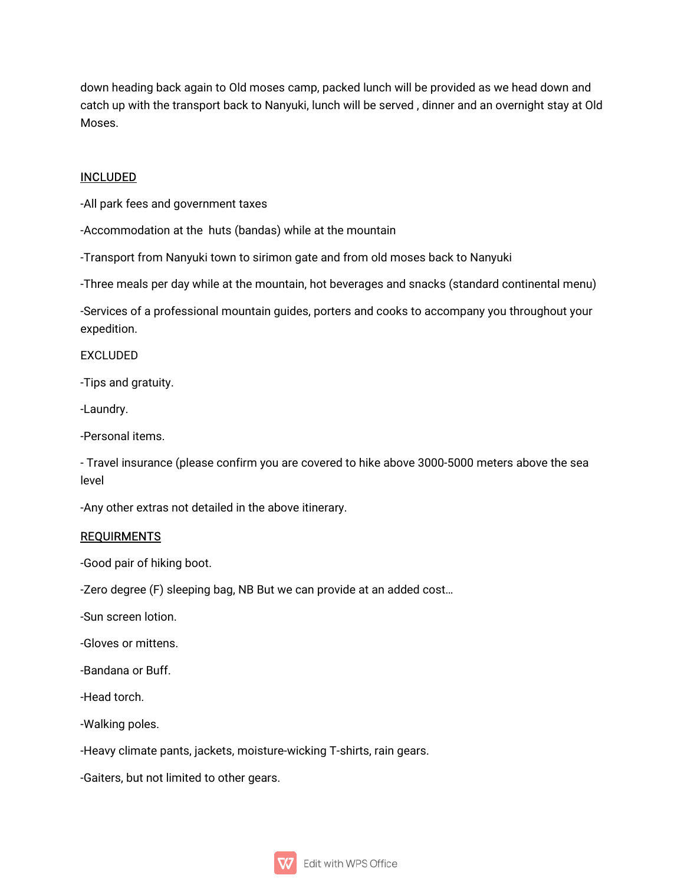down heading back again to Old moses camp, packed lunch will be provided as we head down and catch up with the transport back to Nanyuki, lunch will be served , dinner and an overnight stay at Old Moses.

<u>INCLUDED</u>

-All park fees and government taxes

-Accommodation at the  huts (bandas) while at the mountain

-Transport from Nanyuki town to sirimon gate and from old moses back to Nanyuki

-Three meals per day while at the mountain, hot beverages and snacks (standard continental menu)

-Services of a professional mountain guides, porters and cooks to accompany you throughout your expedition.

EXCLUDED

-Tips and gratuity.

-Laundry.

-Personal items.

- Travel insurance (please confirm you are covered to hike above 3000-5000 meters above the sea level

-Any other extras not detailed in the above itinerary.

<u>REQUIRMENTS</u>

-Good pair of hiking boot.

-Zero degree (F) sleeping bag, NB But we can provide at an added cost…

-Sun screen lotion.

-Gloves or mittens.

-Bandana or Buff.

-Head torch.

-Walking poles.

-Heavy climate pants, jackets, moisture-wicking T-shirts, rain gears.

-Gaiters, but not limited to other gears.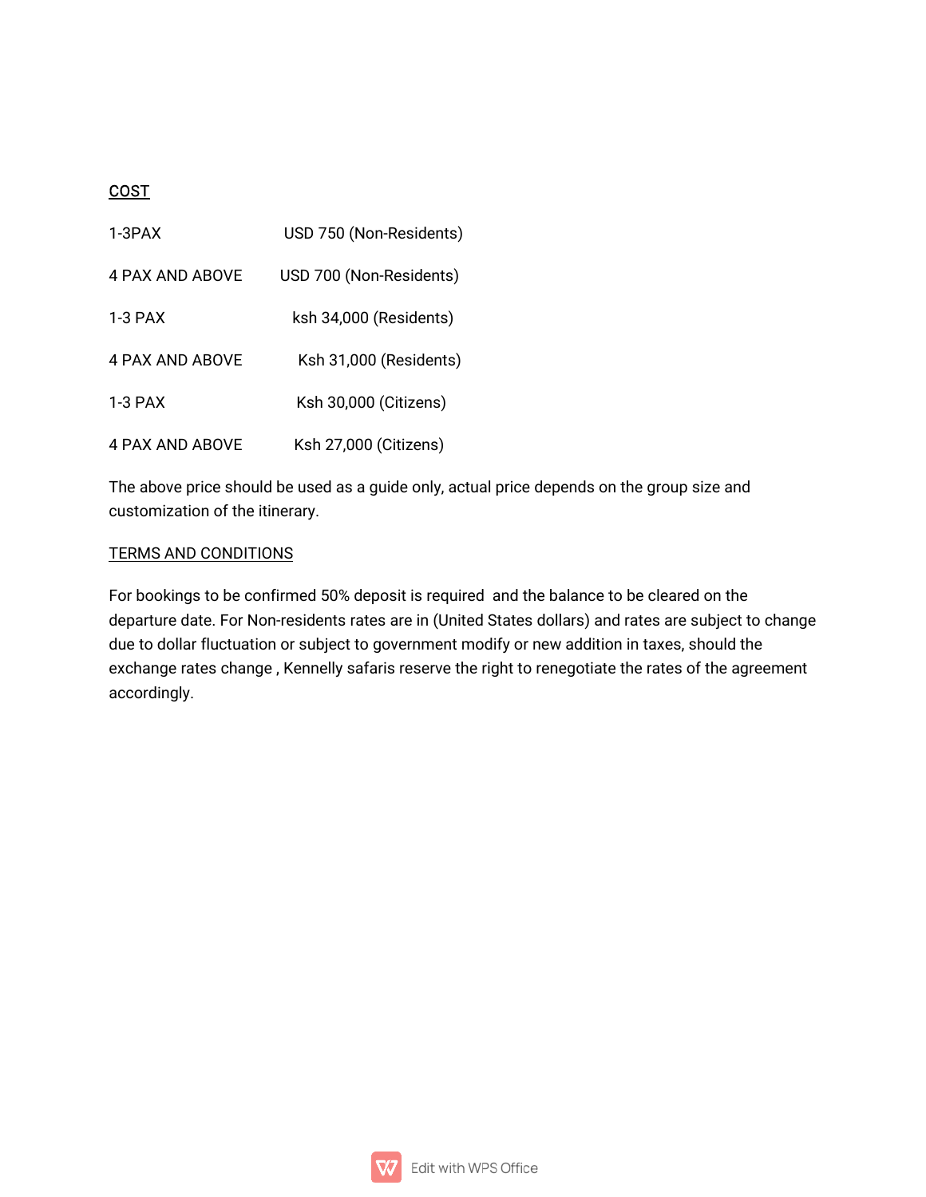COST

| | |
|---|---|
| 1-3PAX | USD 750 (Non-Residents) |
| 4 PAX AND ABOVE | USD 700 (Non-Residents) |
| 1-3 PAX | ksh 34,000 (Residents) |
| 4 PAX AND ABOVE | Ksh 31,000 (Residents) |
| 1-3 PAX | Ksh 30,000 (Citizens) |
| 4 PAX AND ABOVE | Ksh 27,000 (Citizens) |

The above price should be used as a guide only, actual price depends on the group size and customization of the itinerary.

TERMS AND CONDITIONS

For bookings to be confirmed 50% deposit is required and the balance to be cleared on the departure date. For Non-residents rates are in (United States dollars) and rates are subject to change due to dollar fluctuation or subject to government modify or new addition in taxes, should the exchange rates change , Kennelly safaris reserve the right to renegotiate the rates of the agreement accordingly.